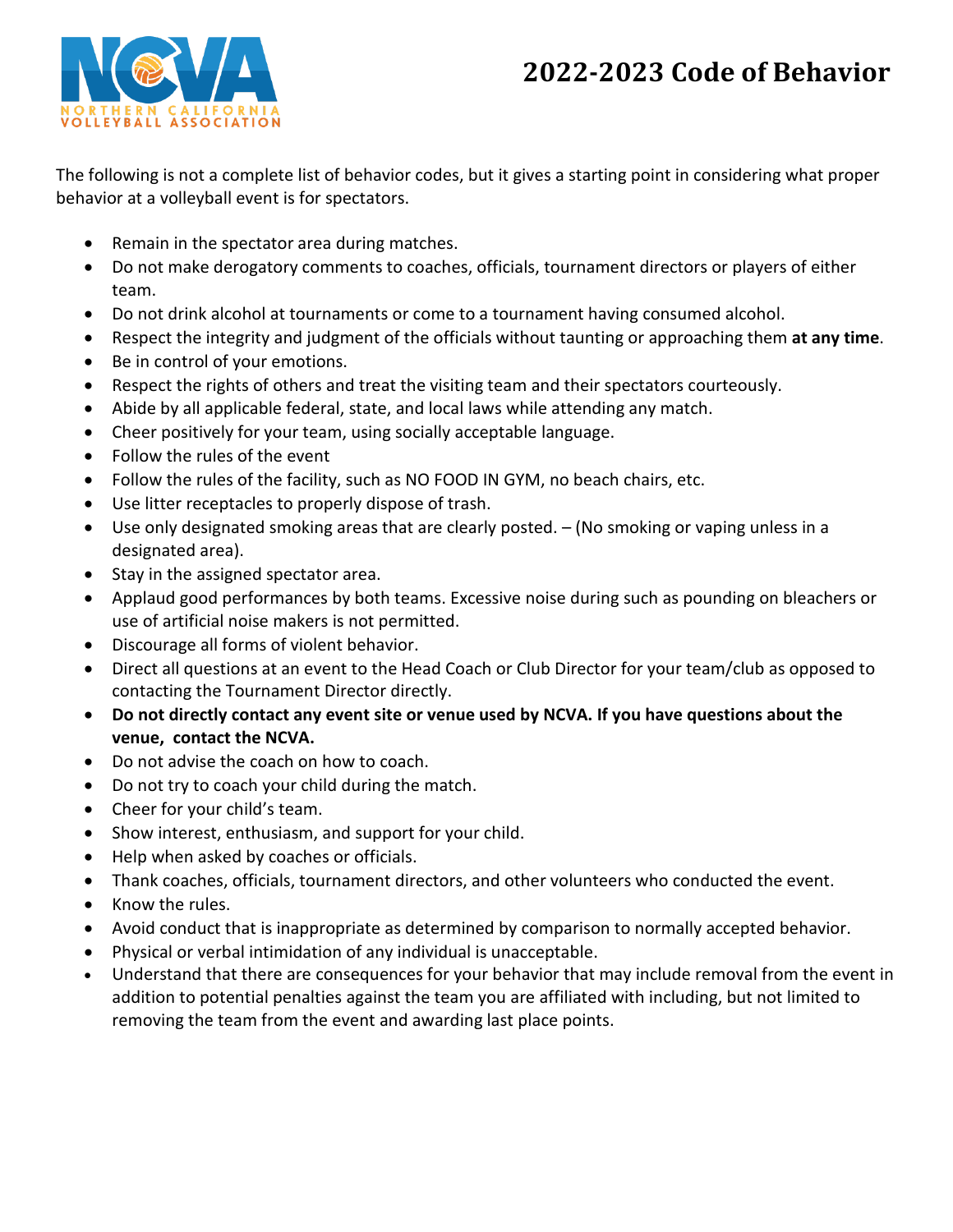# 2022-2023 Code of Behavior

The following is not a complete list of behavior codes, but it gives a starting point in considering what proper behavior at a volleyball event is for spectators.

- Remain in the spectator area during matches.
- Do not make derogatory comments to coaches, officials, tournament directors or players of either team.
- Do not drink alcohol at tournaments or come to a tournament having consumed alcohol.
- Respect the integrity and judgment of the officials without taunting or approaching them **at any time**.
- Be in control of your emotions.
- Respect the rights of others and treat the visiting team and their spectators courteously.
- Abide by all applicable federal, state, and local laws while attending any match.
- Cheer positively for your team, using socially acceptable language.
- Follow the rules of the event
- Follow the rules of the facility, such as NO FOOD IN GYM, no beach chairs, etc.
- Use litter receptacles to properly dispose of trash.
- Use only designated smoking areas that are clearly posted. – (No smoking or vaping unless in a designated area).
- Stay in the assigned spectator area.
- Applaud good performances by both teams. Excessive noise during such as pounding on bleachers or use of artificial noise makers is not permitted.
- Discourage all forms of violent behavior.
- Direct all questions at an event to the Head Coach or Club Director for your team/club as opposed to contacting the Tournament Director directly.
- **Do not directly contact any event site or venue used by NCVA. If you have questions about the venue, contact the NCVA.**
- Do not advise the coach on how to coach.
- Do not try to coach your child during the match.
- Cheer for your child's team.
- Show interest, enthusiasm, and support for your child.
- Help when asked by coaches or officials.
- Thank coaches, officials, tournament directors, and other volunteers who conducted the event.
- Know the rules.
- Avoid conduct that is inappropriate as determined by comparison to normally accepted behavior.
- Physical or verbal intimidation of any individual is unacceptable.
- Understand that there are consequences for your behavior that may include removal from the event in addition to potential penalties against the team you are affiliated with including, but not limited to removing the team from the event and awarding last place points.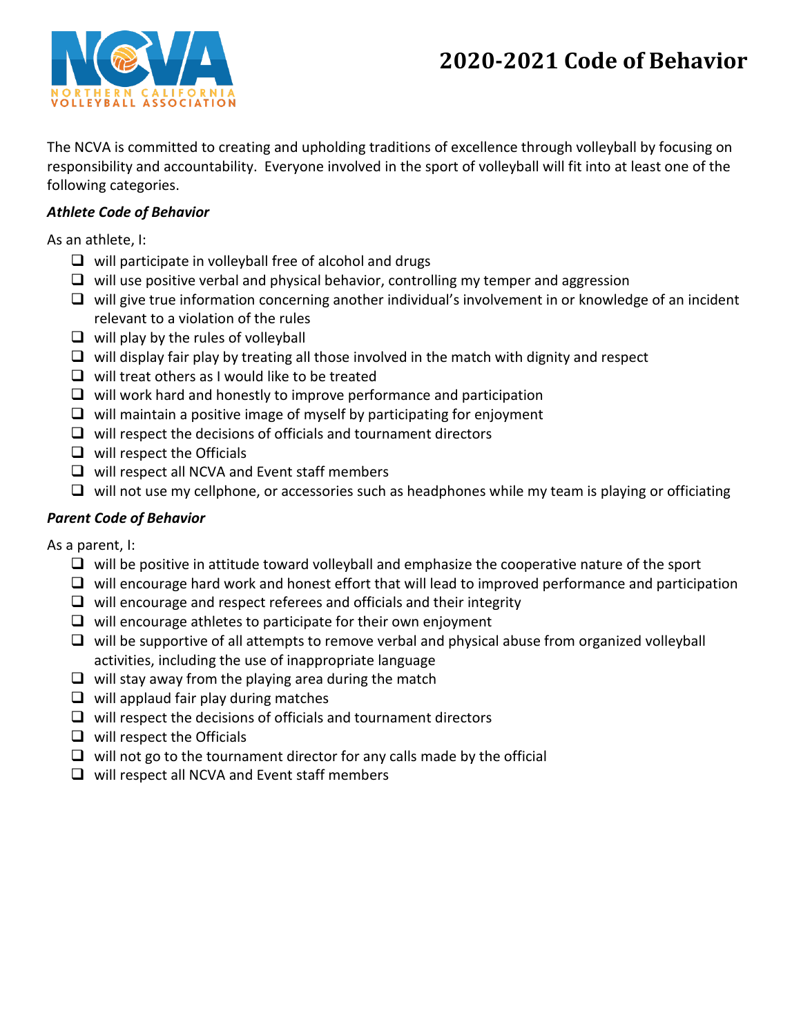# 2020-2021 Code of Behavior

The NCVA is committed to creating and upholding traditions of excellence through volleyball by focusing on responsibility and accountability. Everyone involved in the sport of volleyball will fit into at least one of the following categories.

***Athlete Code of Behavior***

As an athlete, I:

- ❑ will participate in volleyball free of alcohol and drugs
- ❑ will use positive verbal and physical behavior, controlling my temper and aggression
- ❑ will give true information concerning another individual's involvement in or knowledge of an incident relevant to a violation of the rules
- ❑ will play by the rules of volleyball
- ❑ will display fair play by treating all those involved in the match with dignity and respect
- ❑ will treat others as I would like to be treated
- ❑ will work hard and honestly to improve performance and participation
- ❑ will maintain a positive image of myself by participating for enjoyment
- ❑ will respect the decisions of officials and tournament directors
- ❑ will respect the Officials
- ❑ will respect all NCVA and Event staff members
- ❑ will not use my cellphone, or accessories such as headphones while my team is playing or officiating

***Parent Code of Behavior***

As a parent, I:

- ❑ will be positive in attitude toward volleyball and emphasize the cooperative nature of the sport
- ❑ will encourage hard work and honest effort that will lead to improved performance and participation
- ❑ will encourage and respect referees and officials and their integrity
- ❑ will encourage athletes to participate for their own enjoyment
- ❑ will be supportive of all attempts to remove verbal and physical abuse from organized volleyball activities, including the use of inappropriate language
- ❑ will stay away from the playing area during the match
- ❑ will applaud fair play during matches
- ❑ will respect the decisions of officials and tournament directors
- ❑ will respect the Officials
- ❑ will not go to the tournament director for any calls made by the official
- ❑ will respect all NCVA and Event staff members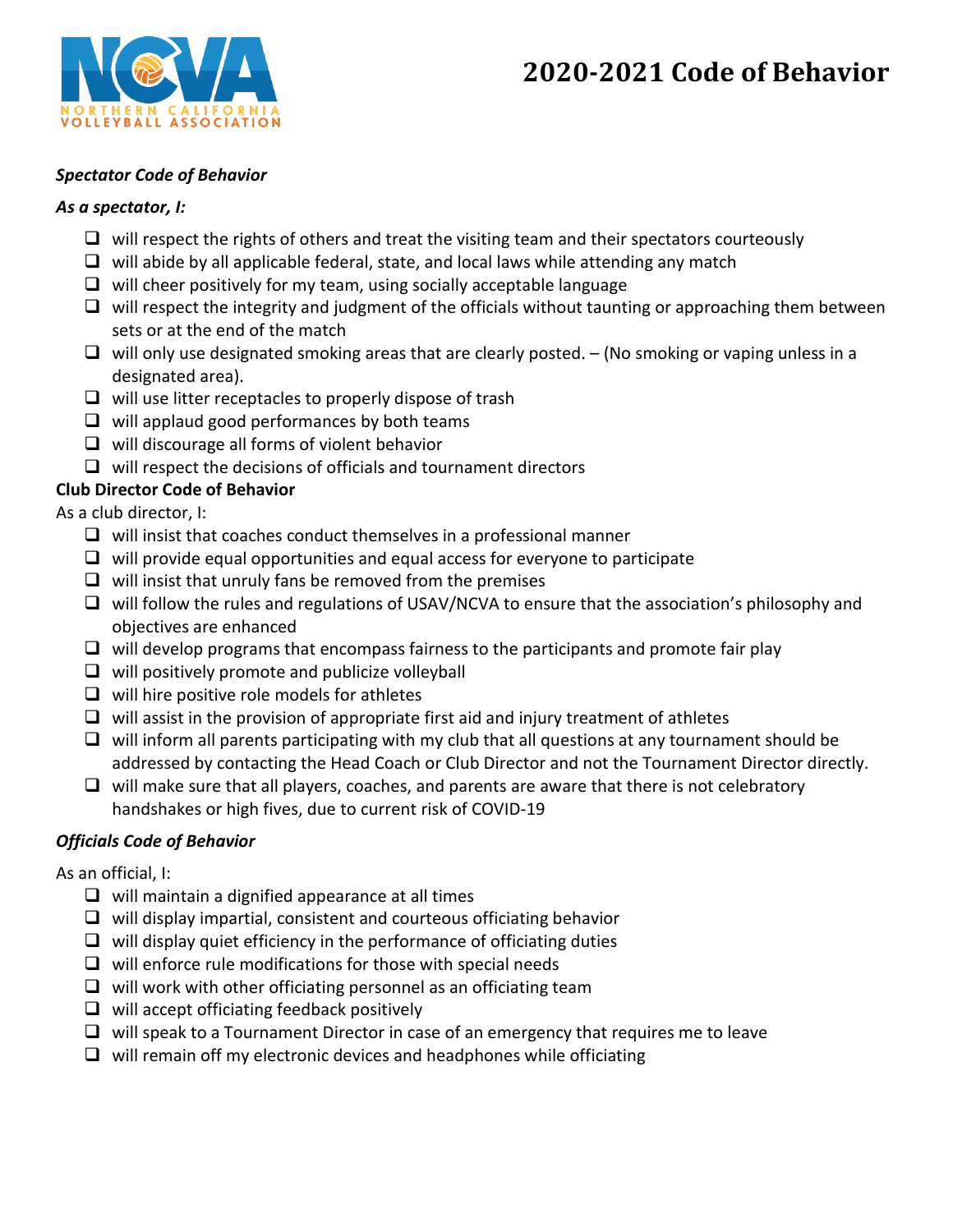# 2020-2021 Code of Behavior

***Spectator Code of Behavior***

***As a spectator, I:***

- will respect the rights of others and treat the visiting team and their spectators courteously
- will abide by all applicable federal, state, and local laws while attending any match
- will cheer positively for my team, using socially acceptable language
- will respect the integrity and judgment of the officials without taunting or approaching them between sets or at the end of the match
- will only use designated smoking areas that are clearly posted. – (No smoking or vaping unless in a designated area).
- will use litter receptacles to properly dispose of trash
- will applaud good performances by both teams
- will discourage all forms of violent behavior
- will respect the decisions of officials and tournament directors

**Club Director Code of Behavior**

As a club director, I:

- will insist that coaches conduct themselves in a professional manner
- will provide equal opportunities and equal access for everyone to participate
- will insist that unruly fans be removed from the premises
- will follow the rules and regulations of USAV/NCVA to ensure that the association's philosophy and objectives are enhanced
- will develop programs that encompass fairness to the participants and promote fair play
- will positively promote and publicize volleyball
- will hire positive role models for athletes
- will assist in the provision of appropriate first aid and injury treatment of athletes
- will inform all parents participating with my club that all questions at any tournament should be addressed by contacting the Head Coach or Club Director and not the Tournament Director directly.
- will make sure that all players, coaches, and parents are aware that there is not celebratory handshakes or high fives, due to current risk of COVID-19

***Officials Code of Behavior***

As an official, I:

- will maintain a dignified appearance at all times
- will display impartial, consistent and courteous officiating behavior
- will display quiet efficiency in the performance of officiating duties
- will enforce rule modifications for those with special needs
- will work with other officiating personnel as an officiating team
- will accept officiating feedback positively
- will speak to a Tournament Director in case of an emergency that requires me to leave
- will remain off my electronic devices and headphones while officiating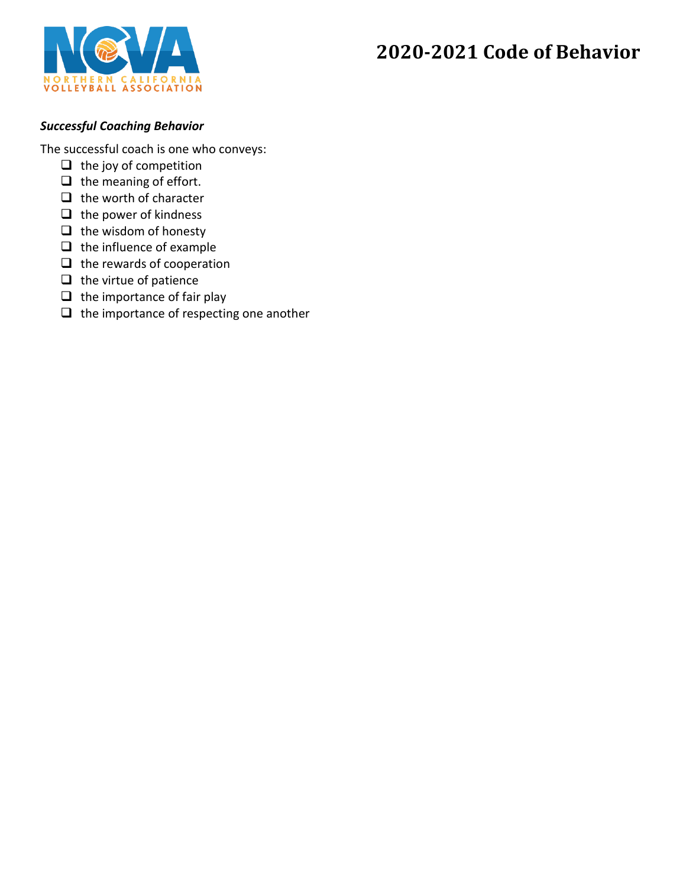# 2020-2021 Code of Behavior

***Successful Coaching Behavior***

The successful coach is one who conveys:

- ❑ the joy of competition
- ❑ the meaning of effort.
- ❑ the worth of character
- ❑ the power of kindness
- ❑ the wisdom of honesty
- ❑ the influence of example
- ❑ the rewards of cooperation
- ❑ the virtue of patience
- ❑ the importance of fair play
- ❑ the importance of respecting one another